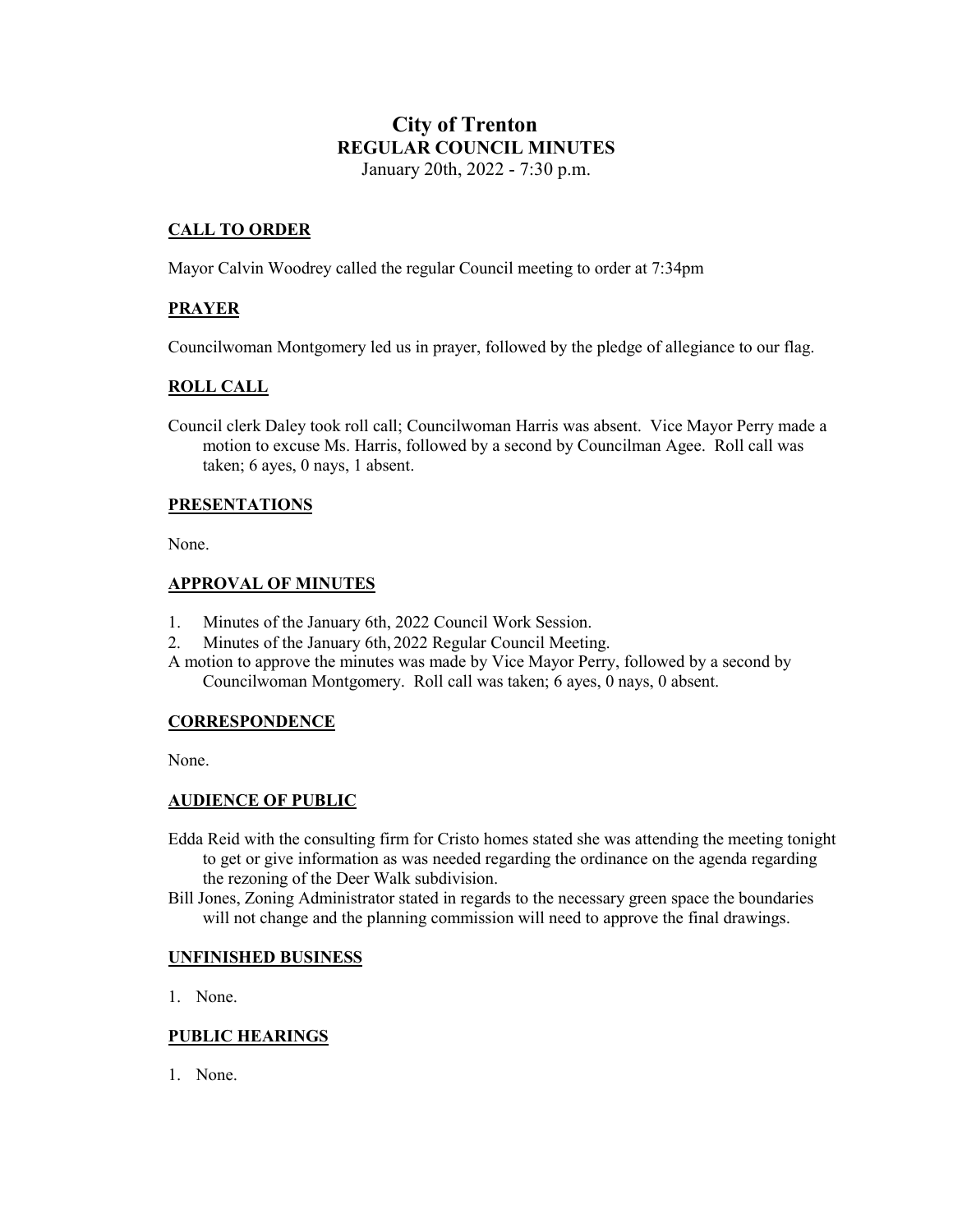# City of Trenton
## REGULAR COUNCIL MINUTES
January 20th, 2022 - 7:30 p.m.

### CALL TO ORDER

Mayor Calvin Woodrey called the regular Council meeting to order at 7:34pm

### PRAYER

Councilwoman Montgomery led us in prayer, followed by the pledge of allegiance to our flag.

### ROLL CALL

Council clerk Daley took roll call; Councilwoman Harris was absent. Vice Mayor Perry made a motion to excuse Ms. Harris, followed by a second by Councilman Agee. Roll call was taken; 6 ayes, 0 nays, 1 absent.

### PRESENTATIONS

None.

### APPROVAL OF MINUTES

1. Minutes of the January 6th, 2022 Council Work Session.
2. Minutes of the January 6th, 2022 Regular Council Meeting.

A motion to approve the minutes was made by Vice Mayor Perry, followed by a second by Councilwoman Montgomery. Roll call was taken; 6 ayes, 0 nays, 0 absent.

### CORRESPONDENCE

None.

### AUDIENCE OF PUBLIC

Edda Reid with the consulting firm for Cristo homes stated she was attending the meeting tonight to get or give information as was needed regarding the ordinance on the agenda regarding the rezoning of the Deer Walk subdivision.

Bill Jones, Zoning Administrator stated in regards to the necessary green space the boundaries will not change and the planning commission will need to approve the final drawings.

### UNFINISHED BUSINESS

1. None.

### PUBLIC HEARINGS

1. None.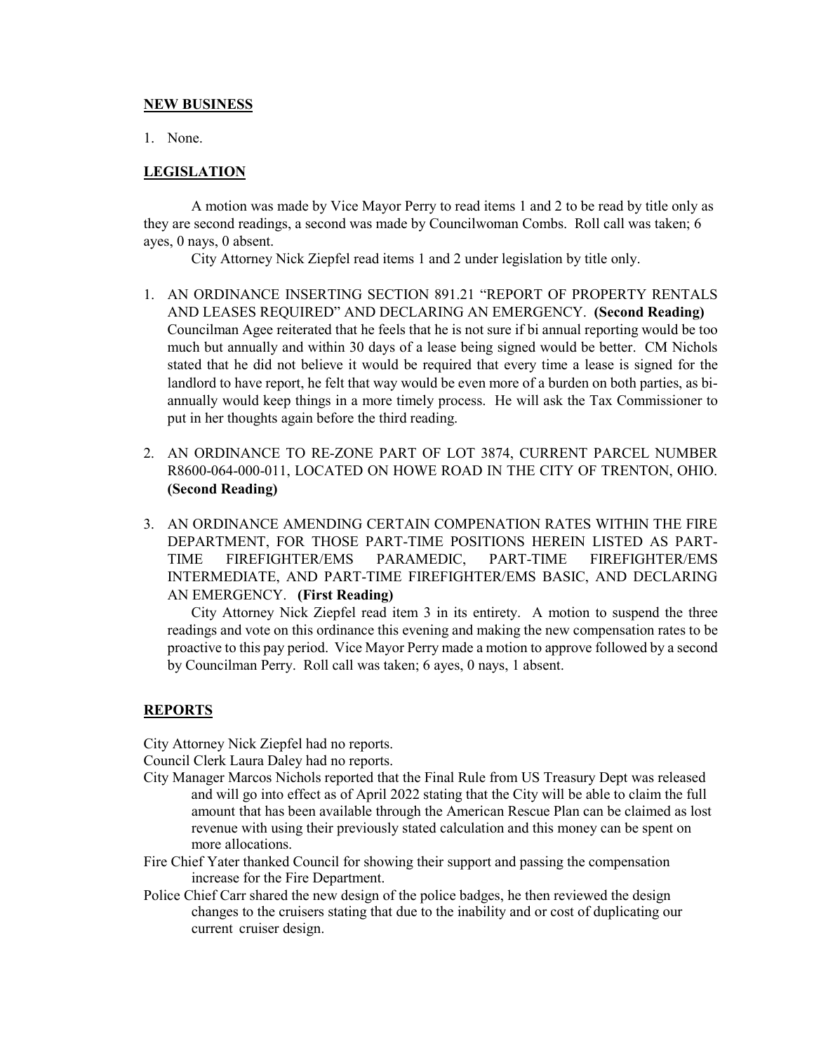**NEW BUSINESS**

1. None.

**LEGISLATION**

A motion was made by Vice Mayor Perry to read items 1 and 2 to be read by title only as they are second readings, a second was made by Councilwoman Combs. Roll call was taken; 6 ayes, 0 nays, 0 absent.

City Attorney Nick Ziepfel read items 1 and 2 under legislation by title only.

1. AN ORDINANCE INSERTING SECTION 891.21 "REPORT OF PROPERTY RENTALS AND LEASES REQUIRED" AND DECLARING AN EMERGENCY. **(Second Reading)**
   Councilman Agee reiterated that he feels that he is not sure if bi annual reporting would be too much but annually and within 30 days of a lease being signed would be better. CM Nichols stated that he did not believe it would be required that every time a lease is signed for the landlord to have report, he felt that way would be even more of a burden on both parties, as bi-annually would keep things in a more timely process. He will ask the Tax Commissioner to put in her thoughts again before the third reading.

2. AN ORDINANCE TO RE-ZONE PART OF LOT 3874, CURRENT PARCEL NUMBER R8600-064-000-011, LOCATED ON HOWE ROAD IN THE CITY OF TRENTON, OHIO. **(Second Reading)**

3. AN ORDINANCE AMENDING CERTAIN COMPENATION RATES WITHIN THE FIRE DEPARTMENT, FOR THOSE PART-TIME POSITIONS HEREIN LISTED AS PART-TIME FIREFIGHTER/EMS PARAMEDIC, PART-TIME FIREFIGHTER/EMS INTERMEDIATE, AND PART-TIME FIREFIGHTER/EMS BASIC, AND DECLARING AN EMERGENCY. **(First Reading)**
   City Attorney Nick Ziepfel read item 3 in its entirety. A motion to suspend the three readings and vote on this ordinance this evening and making the new compensation rates to be proactive to this pay period. Vice Mayor Perry made a motion to approve followed by a second by Councilman Perry. Roll call was taken; 6 ayes, 0 nays, 1 absent.

**REPORTS**

City Attorney Nick Ziepfel had no reports.

Council Clerk Laura Daley had no reports.

City Manager Marcos Nichols reported that the Final Rule from US Treasury Dept was released and will go into effect as of April 2022 stating that the City will be able to claim the full amount that has been available through the American Rescue Plan can be claimed as lost revenue with using their previously stated calculation and this money can be spent on more allocations.

Fire Chief Yater thanked Council for showing their support and passing the compensation increase for the Fire Department.

Police Chief Carr shared the new design of the police badges, he then reviewed the design changes to the cruisers stating that due to the inability and or cost of duplicating our current cruiser design.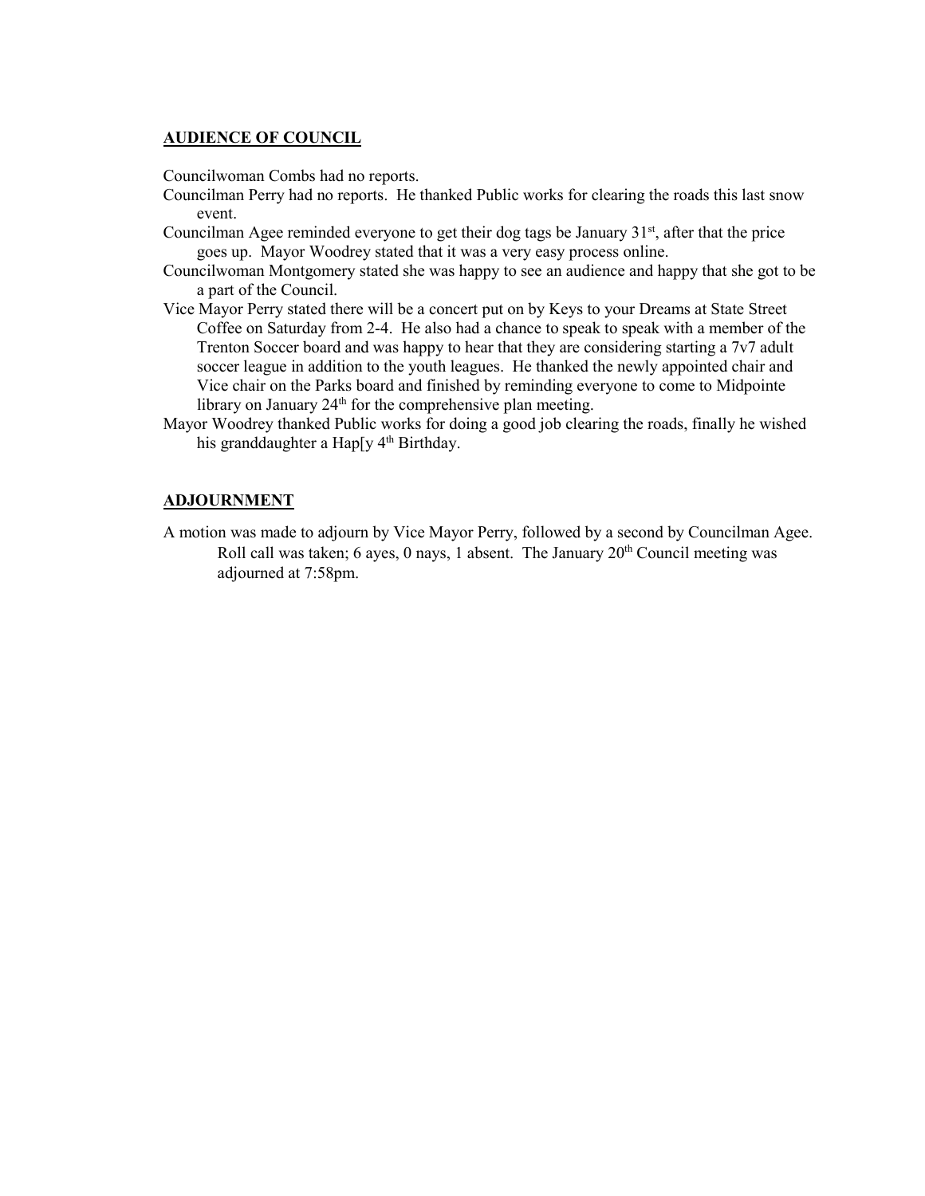## **AUDIENCE OF COUNCIL**

Councilwoman Combs had no reports.

Councilman Perry had no reports. He thanked Public works for clearing the roads this last snow event.

Councilman Agee reminded everyone to get their dog tags be January 31st, after that the price goes up. Mayor Woodrey stated that it was a very easy process online.

Councilwoman Montgomery stated she was happy to see an audience and happy that she got to be a part of the Council.

Vice Mayor Perry stated there will be a concert put on by Keys to your Dreams at State Street Coffee on Saturday from 2-4. He also had a chance to speak to speak with a member of the Trenton Soccer board and was happy to hear that they are considering starting a 7v7 adult soccer league in addition to the youth leagues. He thanked the newly appointed chair and Vice chair on the Parks board and finished by reminding everyone to come to Midpointe library on January 24th for the comprehensive plan meeting.

Mayor Woodrey thanked Public works for doing a good job clearing the roads, finally he wished his granddaughter a Hap[y 4th Birthday.

## **ADJOURNMENT**

A motion was made to adjourn by Vice Mayor Perry, followed by a second by Councilman Agee. Roll call was taken; 6 ayes, 0 nays, 1 absent. The January 20th Council meeting was adjourned at 7:58pm.